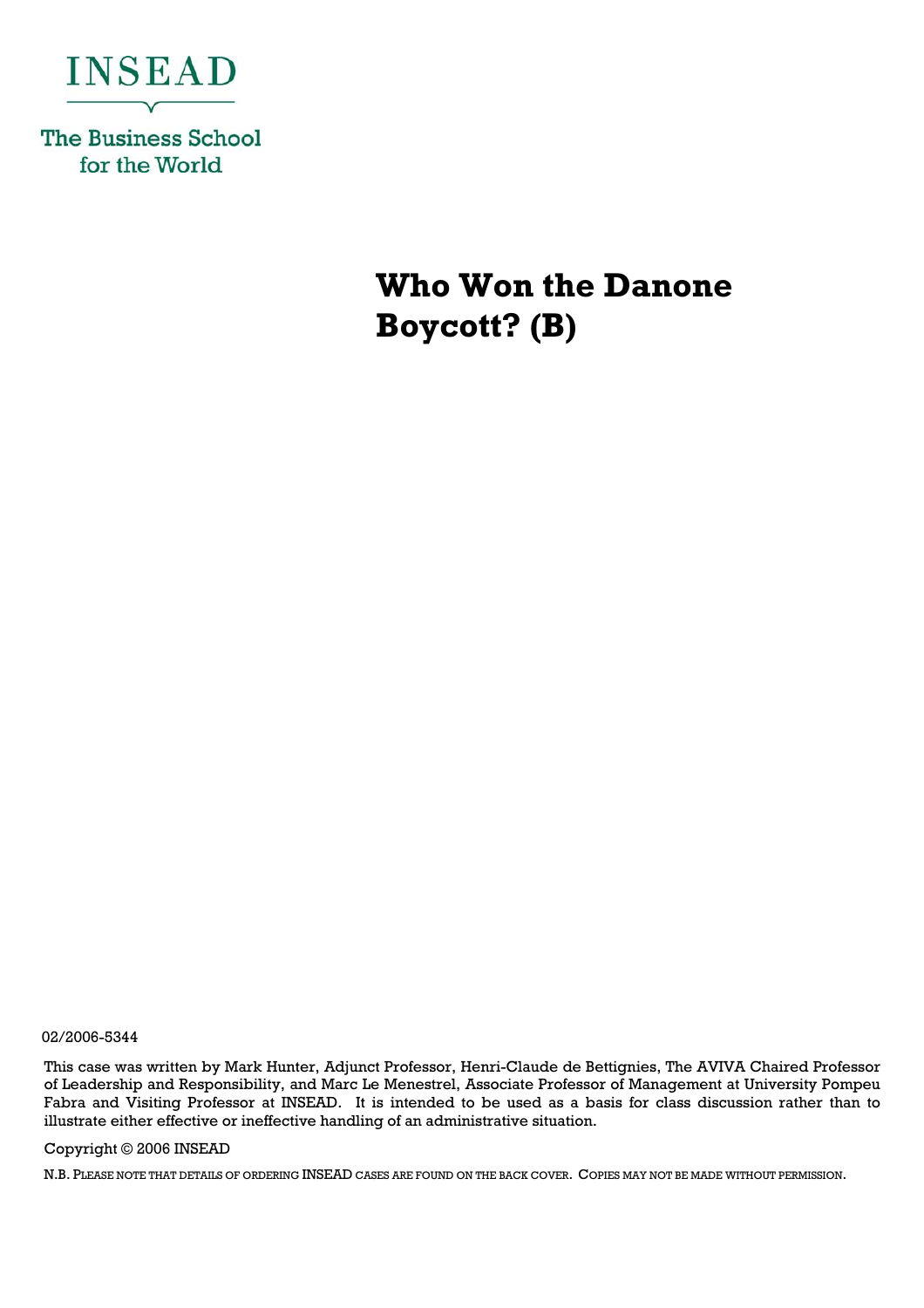INSEAD

The Business School for the World

# Who Won the Danone Boycott? (B)

02/2006-5344

This case was written by Mark Hunter, Adjunct Professor, Henri-Claude de Bettignies, The AVIVA Chaired Professor of Leadership and Responsibility, and Marc Le Menestrel, Associate Professor of Management at University Pompeu Fabra and Visiting Professor at INSEAD. It is intended to be used as a basis for class discussion rather than to illustrate either effective or ineffective handling of an administrative situation.

Copyright © 2006 INSEAD

N.B. PLEASE NOTE THAT DETAILS OF ORDERING INSEAD CASES ARE FOUND ON THE BACK COVER. COPIES MAY NOT BE MADE WITHOUT PERMISSION.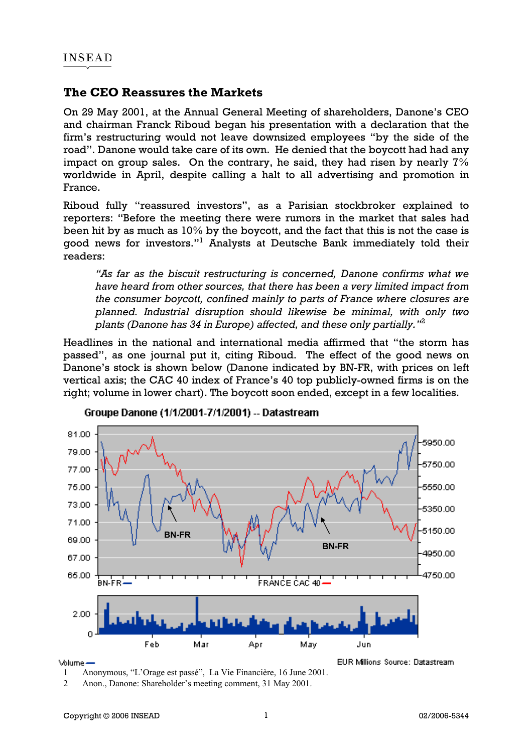## The CEO Reassures the Markets

On 29 May 2001, at the Annual General Meeting of shareholders, Danone's CEO and chairman Franck Riboud began his presentation with a declaration that the firm's restructuring would not leave downsized employees "by the side of the road". Danone would take care of its own. He denied that the boycott had had any impact on group sales. On the contrary, he said, they had risen by nearly 7% worldwide in April, despite calling a halt to all advertising and promotion in France.

Riboud fully "reassured investors", as a Parisian stockbroker explained to reporters: "Before the meeting there were rumors in the market that sales had been hit by as much as 10% by the boycott, and the fact that this is not the case is good news for investors."[1] Analysts at Deutsche Bank immediately told their readers:

> *"As far as the biscuit restructuring is concerned, Danone confirms what we have heard from other sources, that there has been a very limited impact from the consumer boycott, confined mainly to parts of France where closures are planned. Industrial disruption should likewise be minimal, with only two plants (Danone has 34 in Europe) affected, and these only partially."*[2]

Headlines in the national and international media affirmed that "the storm has passed", as one journal put it, citing Riboud. The effect of the good news on Danone's stock is shown below (Danone indicated by BN-FR, with prices on left vertical axis; the CAC 40 index of France's 40 top publicly-owned firms is on the right; volume in lower chart). The boycott soon ended, except in a few localities.

Groupe Danone (1/1/2001-7/1/2001) -- Datastream

81.00
79.00
77.00
75.00
73.00
71.00
69.00
67.00
65.00

5950.00
5750.00
5550.00
5350.00
5150.00
4950.00
4750.00

BN-FR
BN-FR
BN-FR
FRANCE CAC 40

2.00
0

Feb
Mar
Apr
May
Jun

Volume

EUR Millions Source: Datastream

1 Anonymous, "L'Orage est passé", La Vie Financière, 16 June 2001.

2 Anon., Danone: Shareholder's meeting comment, 31 May 2001.

Copyright © 2006 INSEAD

02/2006-5344